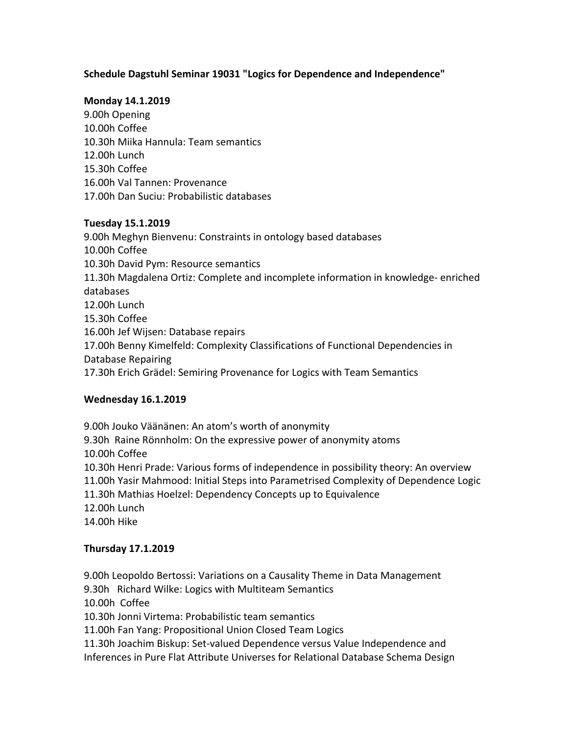**Schedule Dagstuhl Seminar 19031 "Logics for Dependence and Independence"**

**Monday 14.1.2019**

9.00h Opening
10.00h Coffee
10.30h Miika Hannula: Team semantics
12.00h Lunch
15.30h Coffee
16.00h Val Tannen: Provenance
17.00h Dan Suciu: Probabilistic databases

**Tuesday 15.1.2019**

9.00h Meghyn Bienvenu: Constraints in ontology based databases
10.00h Coffee
10.30h David Pym: Resource semantics
11.30h Magdalena Ortiz: Complete and incomplete information in knowledge- enriched databases
12.00h Lunch
15.30h Coffee
16.00h Jef Wijsen: Database repairs
17.00h Benny Kimelfeld: Complexity Classifications of Functional Dependencies in Database Repairing
17.30h Erich Grädel: Semiring Provenance for Logics with Team Semantics

**Wednesday 16.1.2019**

9.00h Jouko Väänänen: An atom's worth of anonymity
9.30h Raine Rönnholm: On the expressive power of anonymity atoms
10.00h Coffee
10.30h Henri Prade: Various forms of independence in possibility theory: An overview
11.00h Yasir Mahmood: Initial Steps into Parametrised Complexity of Dependence Logic
11.30h Mathias Hoelzel: Dependency Concepts up to Equivalence
12.00h Lunch
14.00h Hike

**Thursday 17.1.2019**

9.00h Leopoldo Bertossi: Variations on a Causality Theme in Data Management
9.30h Richard Wilke: Logics with Multiteam Semantics
10.00h Coffee
10.30h Jonni Virtema: Probabilistic team semantics
11.00h Fan Yang: Propositional Union Closed Team Logics
11.30h Joachim Biskup: Set-valued Dependence versus Value Independence and Inferences in Pure Flat Attribute Universes for Relational Database Schema Design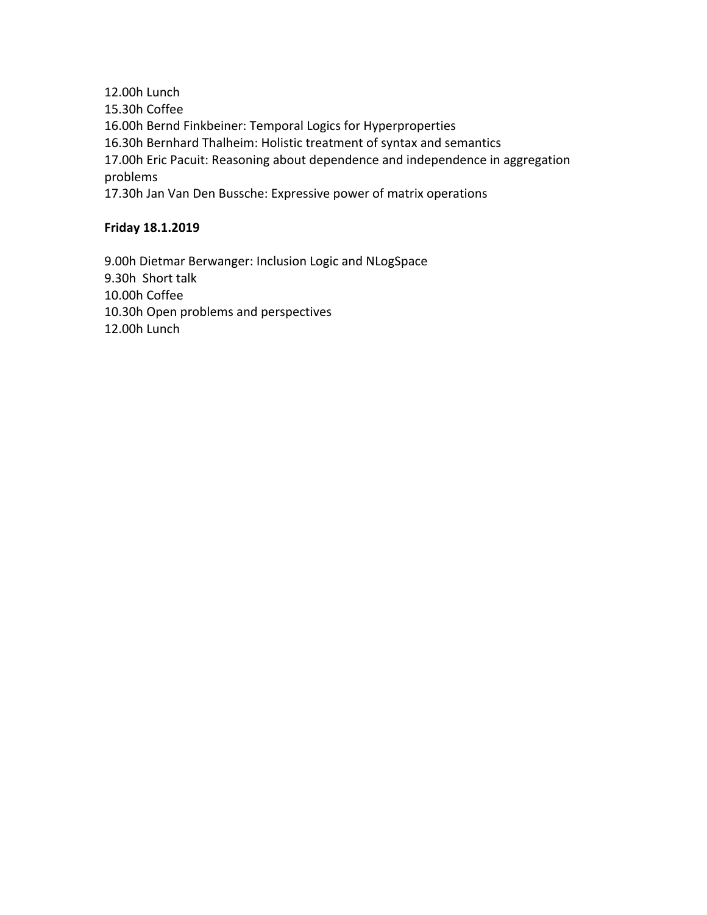12.00h Lunch  
15.30h Coffee  
16.00h Bernd Finkbeiner: Temporal Logics for Hyperproperties  
16.30h Bernhard Thalheim: Holistic treatment of syntax and semantics  
17.00h Eric Pacuit: Reasoning about dependence and independence in aggregation problems  
17.30h Jan Van Den Bussche: Expressive power of matrix operations

**Friday 18.1.2019**

9.00h Dietmar Berwanger: Inclusion Logic and NLogSpace  
9.30h Short talk  
10.00h Coffee  
10.30h Open problems and perspectives  
12.00h Lunch